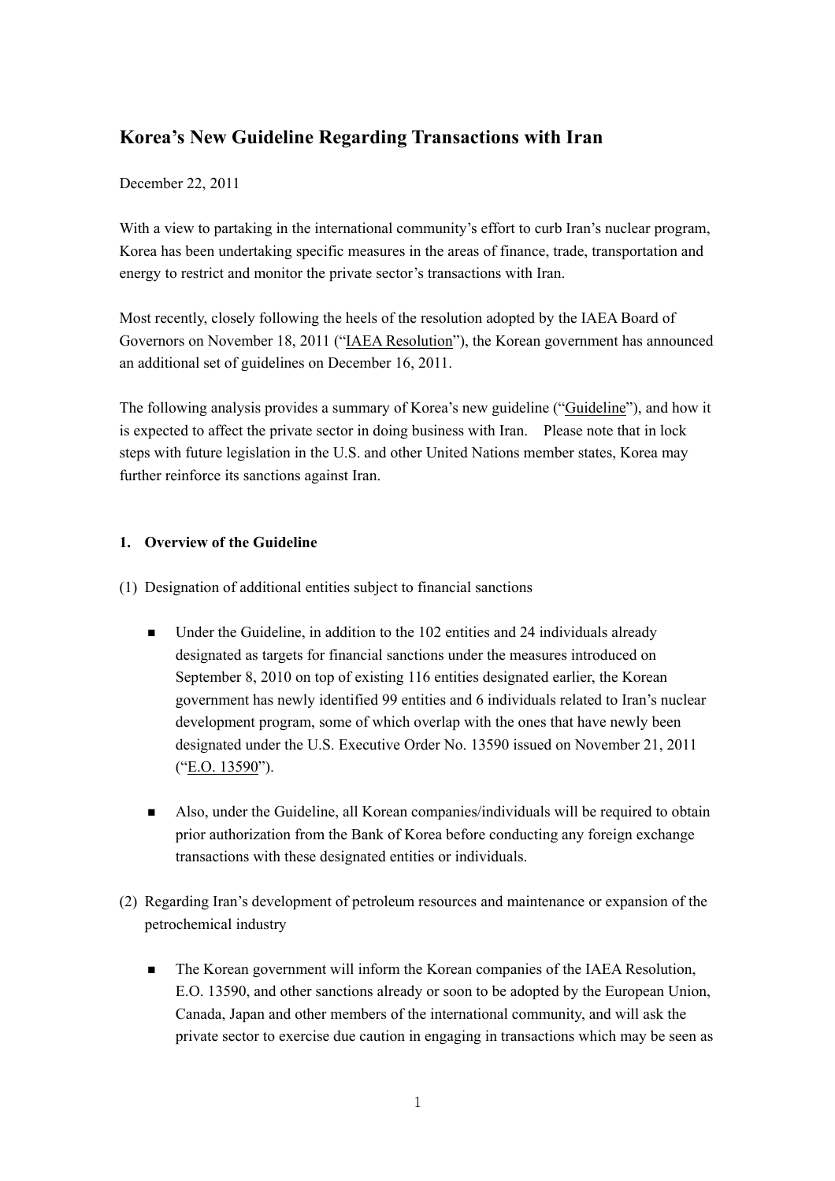# Korea's New Guideline Regarding Transactions with Iran

December 22, 2011

With a view to partaking in the international community's effort to curb Iran's nuclear program, Korea has been undertaking specific measures in the areas of finance, trade, transportation and energy to restrict and monitor the private sector's transactions with Iran.

Most recently, closely following the heels of the resolution adopted by the IAEA Board of Governors on November 18, 2011 ("<u>IAEA Resolution</u>"), the Korean government has announced an additional set of guidelines on December 16, 2011.

The following analysis provides a summary of Korea's new guideline ("<u>Guideline</u>"), and how it is expected to affect the private sector in doing business with Iran. Please note that in lock steps with future legislation in the U.S. and other United Nations member states, Korea may further reinforce its sanctions against Iran.

**1. Overview of the Guideline**

(1) Designation of additional entities subject to financial sanctions

- Under the Guideline, in addition to the 102 entities and 24 individuals already designated as targets for financial sanctions under the measures introduced on September 8, 2010 on top of existing 116 entities designated earlier, the Korean government has newly identified 99 entities and 6 individuals related to Iran's nuclear development program, some of which overlap with the ones that have newly been designated under the U.S. Executive Order No. 13590 issued on November 21, 2011 ("<u>E.O. 13590</u>").

- Also, under the Guideline, all Korean companies/individuals will be required to obtain prior authorization from the Bank of Korea before conducting any foreign exchange transactions with these designated entities or individuals.

(2) Regarding Iran's development of petroleum resources and maintenance or expansion of the petrochemical industry

- The Korean government will inform the Korean companies of the IAEA Resolution, E.O. 13590, and other sanctions already or soon to be adopted by the European Union, Canada, Japan and other members of the international community, and will ask the private sector to exercise due caution in engaging in transactions which may be seen as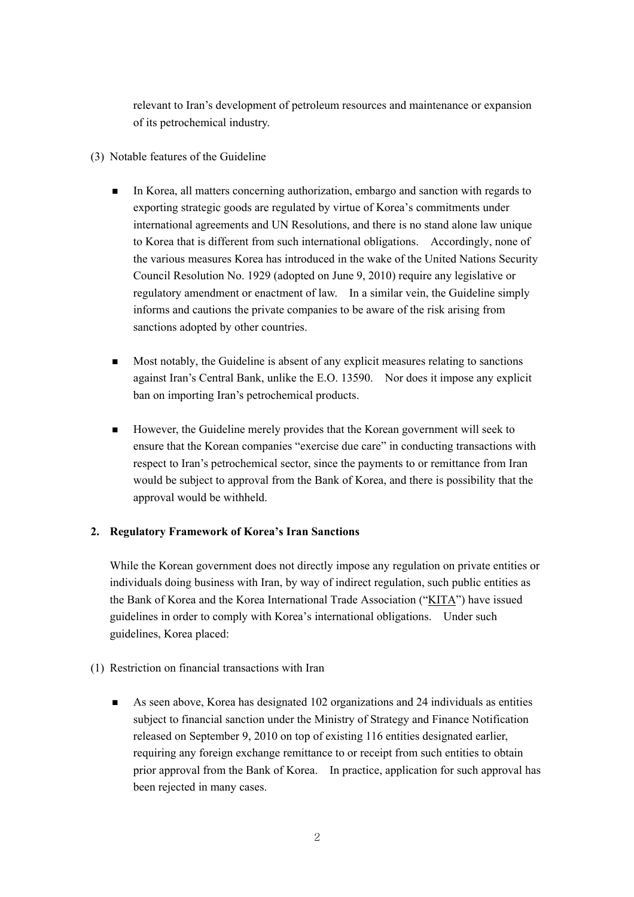relevant to Iran's development of petroleum resources and maintenance or expansion of its petrochemical industry.

(3) Notable features of the Guideline

- In Korea, all matters concerning authorization, embargo and sanction with regards to exporting strategic goods are regulated by virtue of Korea's commitments under international agreements and UN Resolutions, and there is no stand alone law unique to Korea that is different from such international obligations. Accordingly, none of the various measures Korea has introduced in the wake of the United Nations Security Council Resolution No. 1929 (adopted on June 9, 2010) require any legislative or regulatory amendment or enactment of law. In a similar vein, the Guideline simply informs and cautions the private companies to be aware of the risk arising from sanctions adopted by other countries.

- Most notably, the Guideline is absent of any explicit measures relating to sanctions against Iran's Central Bank, unlike the E.O. 13590. Nor does it impose any explicit ban on importing Iran's petrochemical products.

- However, the Guideline merely provides that the Korean government will seek to ensure that the Korean companies "exercise due care" in conducting transactions with respect to Iran's petrochemical sector, since the payments to or remittance from Iran would be subject to approval from the Bank of Korea, and there is possibility that the approval would be withheld.

**2. Regulatory Framework of Korea's Iran Sanctions**

While the Korean government does not directly impose any regulation on private entities or individuals doing business with Iran, by way of indirect regulation, such public entities as the Bank of Korea and the Korea International Trade Association ("KITA") have issued guidelines in order to comply with Korea's international obligations. Under such guidelines, Korea placed:

(1) Restriction on financial transactions with Iran

- As seen above, Korea has designated 102 organizations and 24 individuals as entities subject to financial sanction under the Ministry of Strategy and Finance Notification released on September 9, 2010 on top of existing 116 entities designated earlier, requiring any foreign exchange remittance to or receipt from such entities to obtain prior approval from the Bank of Korea. In practice, application for such approval has been rejected in many cases.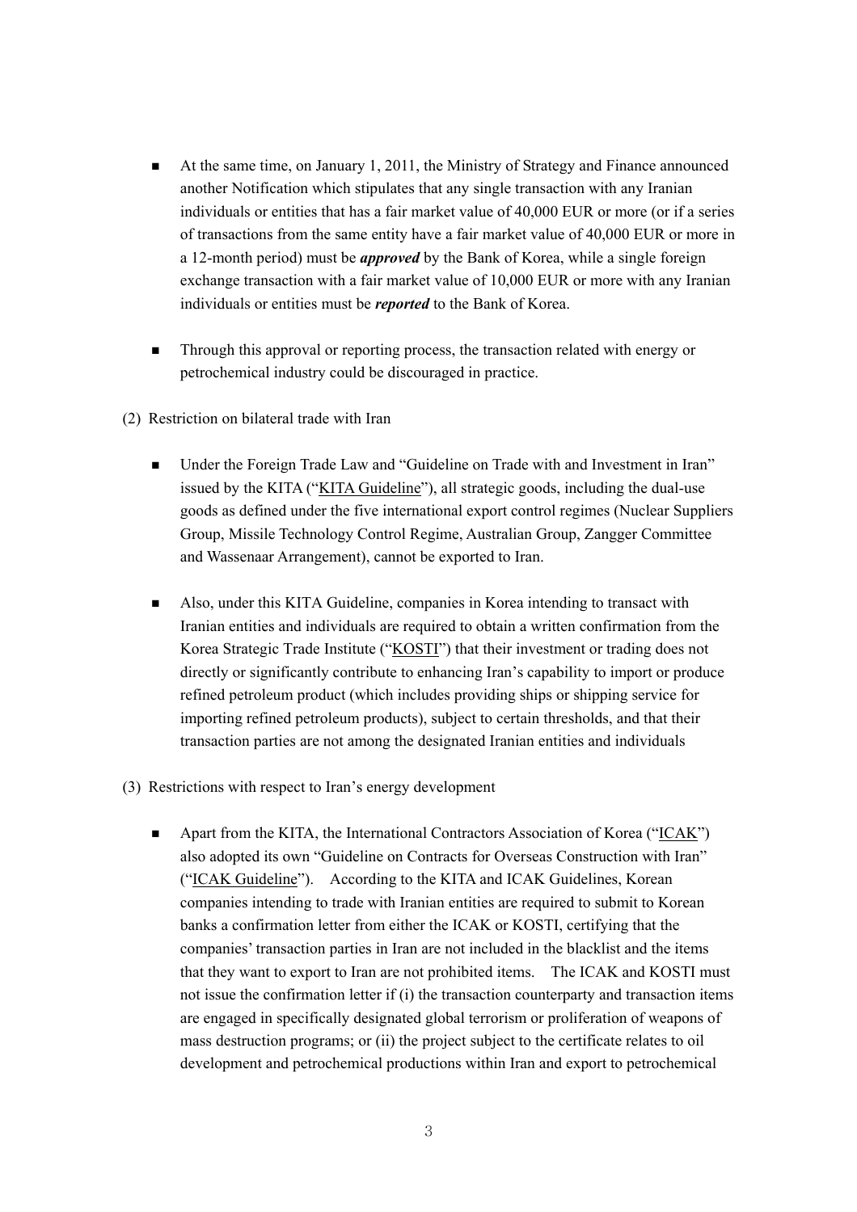- At the same time, on January 1, 2011, the Ministry of Strategy and Finance announced another Notification which stipulates that any single transaction with any Iranian individuals or entities that has a fair market value of 40,000 EUR or more (or if a series of transactions from the same entity have a fair market value of 40,000 EUR or more in a 12-month period) must be ***approved*** by the Bank of Korea, while a single foreign exchange transaction with a fair market value of 10,000 EUR or more with any Iranian individuals or entities must be ***reported*** to the Bank of Korea.

- Through this approval or reporting process, the transaction related with energy or petrochemical industry could be discouraged in practice.

(2) Restriction on bilateral trade with Iran

- Under the Foreign Trade Law and "Guideline on Trade with and Investment in Iran" issued by the KITA ("KITA Guideline"), all strategic goods, including the dual-use goods as defined under the five international export control regimes (Nuclear Suppliers Group, Missile Technology Control Regime, Australian Group, Zangger Committee and Wassenaar Arrangement), cannot be exported to Iran.

- Also, under this KITA Guideline, companies in Korea intending to transact with Iranian entities and individuals are required to obtain a written confirmation from the Korea Strategic Trade Institute ("KOSTI") that their investment or trading does not directly or significantly contribute to enhancing Iran's capability to import or produce refined petroleum product (which includes providing ships or shipping service for importing refined petroleum products), subject to certain thresholds, and that their transaction parties are not among the designated Iranian entities and individuals

(3) Restrictions with respect to Iran's energy development

- Apart from the KITA, the International Contractors Association of Korea ("ICAK") also adopted its own "Guideline on Contracts for Overseas Construction with Iran" ("ICAK Guideline"). According to the KITA and ICAK Guidelines, Korean companies intending to trade with Iranian entities are required to submit to Korean banks a confirmation letter from either the ICAK or KOSTI, certifying that the companies' transaction parties in Iran are not included in the blacklist and the items that they want to export to Iran are not prohibited items. The ICAK and KOSTI must not issue the confirmation letter if (i) the transaction counterparty and transaction items are engaged in specifically designated global terrorism or proliferation of weapons of mass destruction programs; or (ii) the project subject to the certificate relates to oil development and petrochemical productions within Iran and export to petrochemical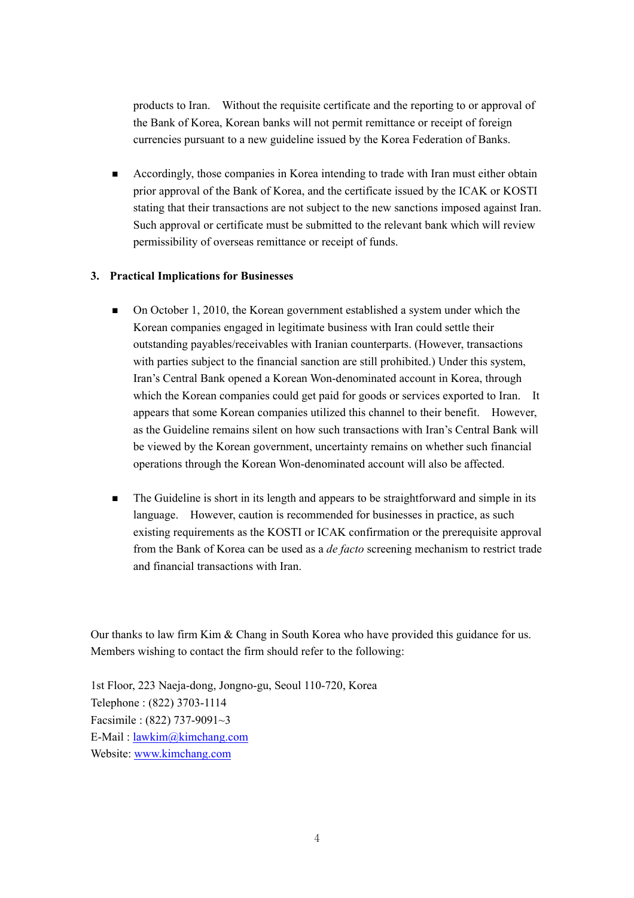products to Iran. Without the requisite certificate and the reporting to or approval of the Bank of Korea, Korean banks will not permit remittance or receipt of foreign currencies pursuant to a new guideline issued by the Korea Federation of Banks.

- Accordingly, those companies in Korea intending to trade with Iran must either obtain prior approval of the Bank of Korea, and the certificate issued by the ICAK or KOSTI stating that their transactions are not subject to the new sanctions imposed against Iran. Such approval or certificate must be submitted to the relevant bank which will review permissibility of overseas remittance or receipt of funds.

**3. Practical Implications for Businesses**

- On October 1, 2010, the Korean government established a system under which the Korean companies engaged in legitimate business with Iran could settle their outstanding payables/receivables with Iranian counterparts. (However, transactions with parties subject to the financial sanction are still prohibited.) Under this system, Iran's Central Bank opened a Korean Won-denominated account in Korea, through which the Korean companies could get paid for goods or services exported to Iran. It appears that some Korean companies utilized this channel to their benefit. However, as the Guideline remains silent on how such transactions with Iran's Central Bank will be viewed by the Korean government, uncertainty remains on whether such financial operations through the Korean Won-denominated account will also be affected.

- The Guideline is short in its length and appears to be straightforward and simple in its language. However, caution is recommended for businesses in practice, as such existing requirements as the KOSTI or ICAK confirmation or the prerequisite approval from the Bank of Korea can be used as a *de facto* screening mechanism to restrict trade and financial transactions with Iran.

Our thanks to law firm Kim & Chang in South Korea who have provided this guidance for us. Members wishing to contact the firm should refer to the following:

1st Floor, 223 Naeja-dong, Jongno-gu, Seoul 110-720, Korea
Telephone : (822) 3703-1114
Facsimile : (822) 737-9091~3
E-Mail : lawkim@kimchang.com
Website: www.kimchang.com